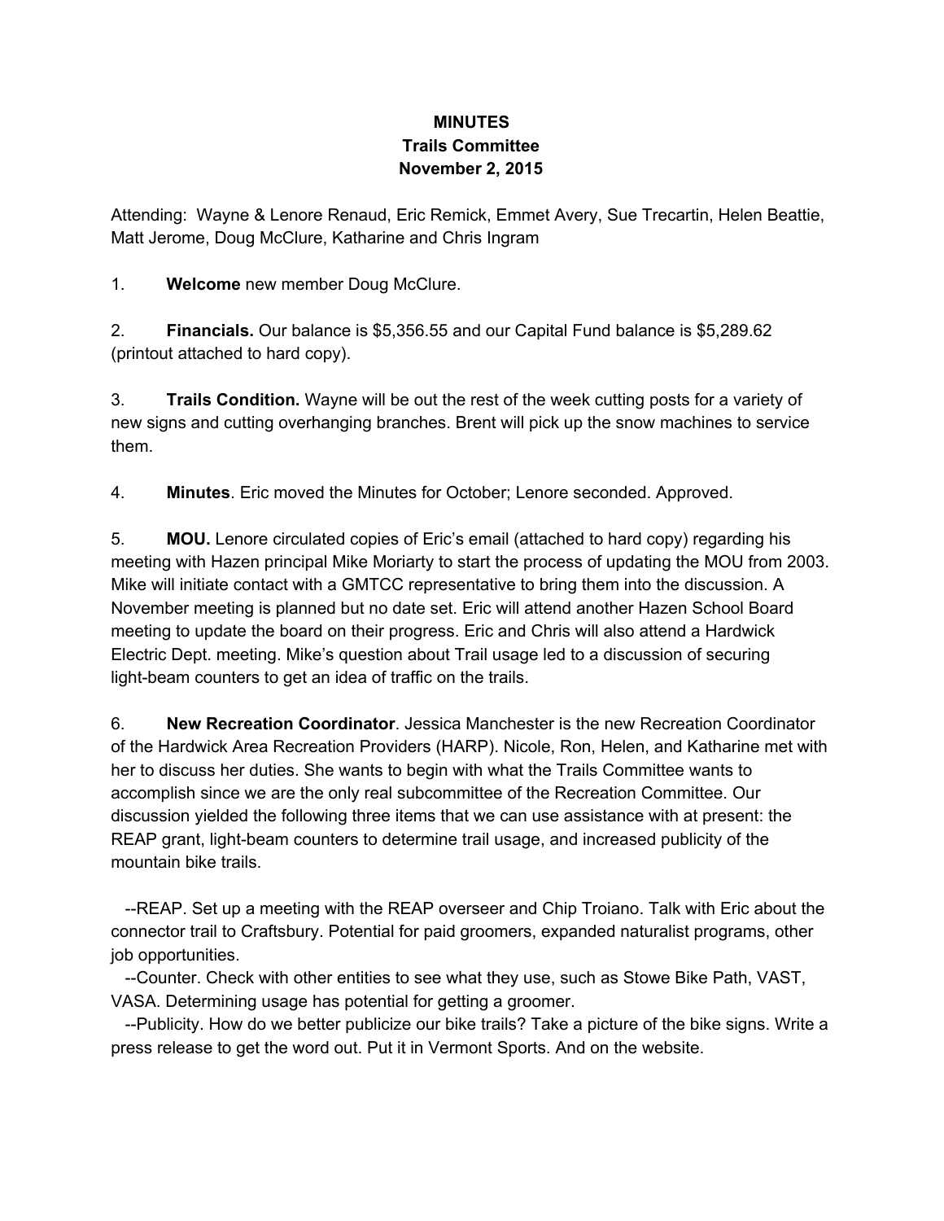**MINUTES**
**Trails Committee**
**November 2, 2015**

Attending: Wayne & Lenore Renaud, Eric Remick, Emmet Avery, Sue Trecartin, Helen Beattie, Matt Jerome, Doug McClure, Katharine and Chris Ingram

1. **Welcome** new member Doug McClure.

2. **Financials.** Our balance is $5,356.55 and our Capital Fund balance is $5,289.62 (printout attached to hard copy).

3. **Trails Condition.** Wayne will be out the rest of the week cutting posts for a variety of new signs and cutting overhanging branches. Brent will pick up the snow machines to service them.

4. **Minutes**. Eric moved the Minutes for October; Lenore seconded. Approved.

5. **MOU.** Lenore circulated copies of Eric's email (attached to hard copy) regarding his meeting with Hazen principal Mike Moriarty to start the process of updating the MOU from 2003. Mike will initiate contact with a GMTCC representative to bring them into the discussion. A November meeting is planned but no date set. Eric will attend another Hazen School Board meeting to update the board on their progress. Eric and Chris will also attend a Hardwick Electric Dept. meeting. Mike's question about Trail usage led to a discussion of securing light-beam counters to get an idea of traffic on the trails.

6. **New Recreation Coordinator**. Jessica Manchester is the new Recreation Coordinator of the Hardwick Area Recreation Providers (HARP). Nicole, Ron, Helen, and Katharine met with her to discuss her duties. She wants to begin with what the Trails Committee wants to accomplish since we are the only real subcommittee of the Recreation Committee. Our discussion yielded the following three items that we can use assistance with at present: the REAP grant, light-beam counters to determine trail usage, and increased publicity of the mountain bike trails.

--REAP. Set up a meeting with the REAP overseer and Chip Troiano. Talk with Eric about the connector trail to Craftsbury. Potential for paid groomers, expanded naturalist programs, other job opportunities.

--Counter. Check with other entities to see what they use, such as Stowe Bike Path, VAST, VASA. Determining usage has potential for getting a groomer.

--Publicity. How do we better publicize our bike trails? Take a picture of the bike signs. Write a press release to get the word out. Put it in Vermont Sports. And on the website.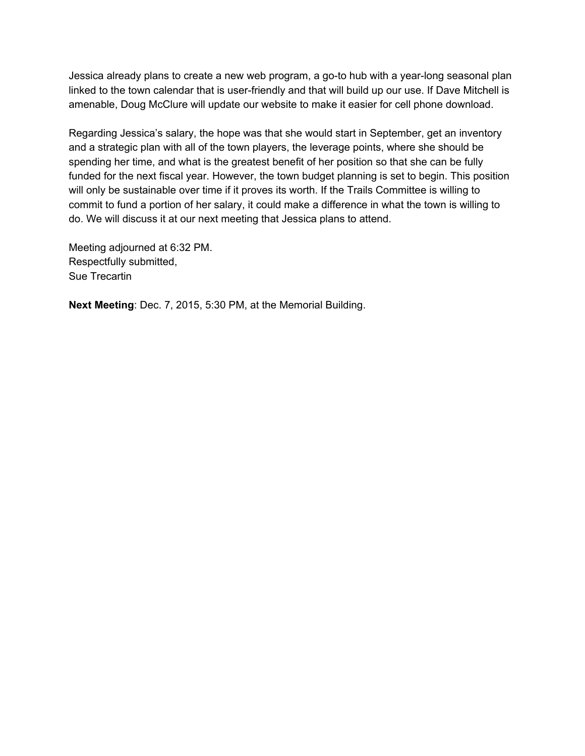Jessica already plans to create a new web program, a go-to hub with a year-long seasonal plan linked to the town calendar that is user-friendly and that will build up our use. If Dave Mitchell is amenable, Doug McClure will update our website to make it easier for cell phone download.

Regarding Jessica's salary, the hope was that she would start in September, get an inventory and a strategic plan with all of the town players, the leverage points, where she should be spending her time, and what is the greatest benefit of her position so that she can be fully funded for the next fiscal year. However, the town budget planning is set to begin. This position will only be sustainable over time if it proves its worth. If the Trails Committee is willing to commit to fund a portion of her salary, it could make a difference in what the town is willing to do. We will discuss it at our next meeting that Jessica plans to attend.

Meeting adjourned at 6:32 PM.
Respectfully submitted,
Sue Trecartin

**Next Meeting**: Dec. 7, 2015, 5:30 PM, at the Memorial Building.